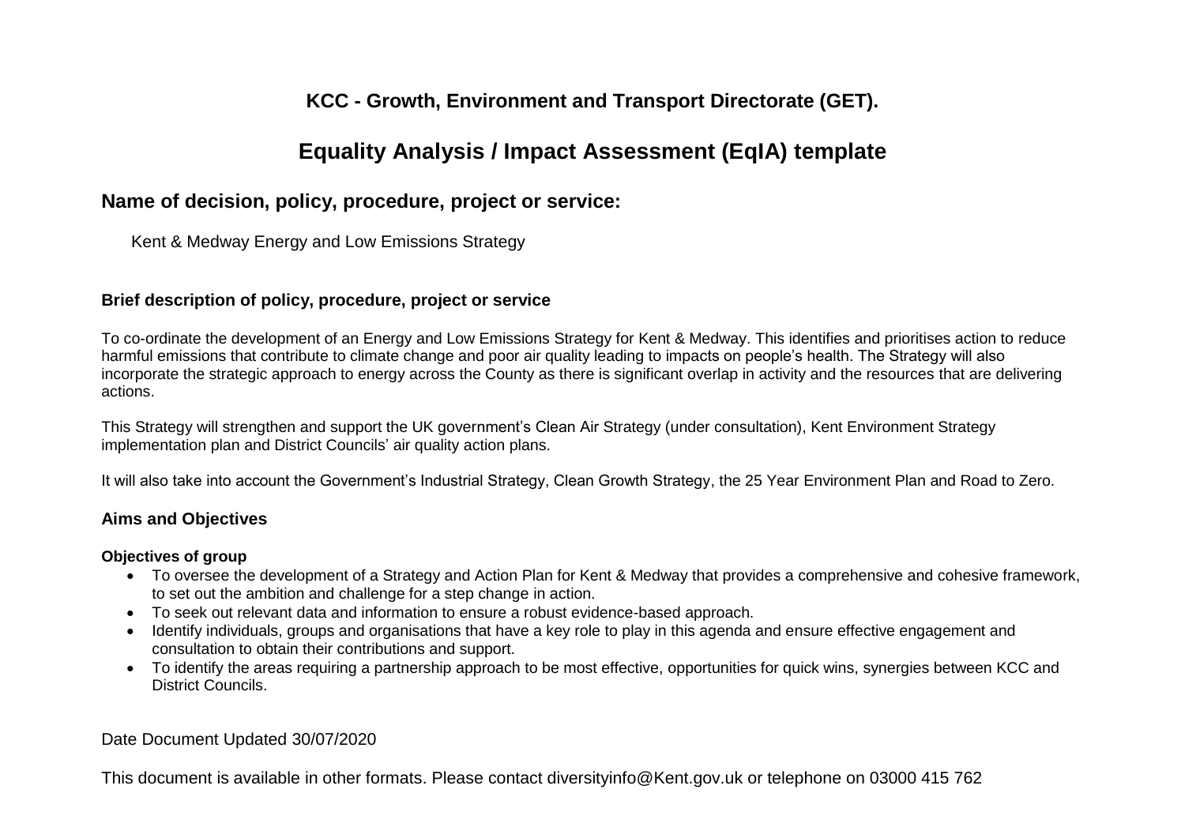# KCC - Growth, Environment and Transport Directorate (GET).

# Equality Analysis / Impact Assessment (EqIA) template

## Name of decision, policy, procedure, project or service:

Kent & Medway Energy and Low Emissions Strategy

### Brief description of policy, procedure, project or service

To co-ordinate the development of an Energy and Low Emissions Strategy for Kent & Medway. This identifies and prioritises action to reduce harmful emissions that contribute to climate change and poor air quality leading to impacts on people's health. The Strategy will also incorporate the strategic approach to energy across the County as there is significant overlap in activity and the resources that are delivering actions.

This Strategy will strengthen and support the UK government's Clean Air Strategy (under consultation), Kent Environment Strategy implementation plan and District Councils' air quality action plans.

It will also take into account the Government's Industrial Strategy, Clean Growth Strategy, the 25 Year Environment Plan and Road to Zero.

### Aims and Objectives

#### Objectives of group

- To oversee the development of a Strategy and Action Plan for Kent & Medway that provides a comprehensive and cohesive framework, to set out the ambition and challenge for a step change in action.
- To seek out relevant data and information to ensure a robust evidence-based approach.
- Identify individuals, groups and organisations that have a key role to play in this agenda and ensure effective engagement and consultation to obtain their contributions and support.
- To identify the areas requiring a partnership approach to be most effective, opportunities for quick wins, synergies between KCC and District Councils.

Date Document Updated 30/07/2020

This document is available in other formats. Please contact diversityinfo@Kent.gov.uk or telephone on 03000 415 762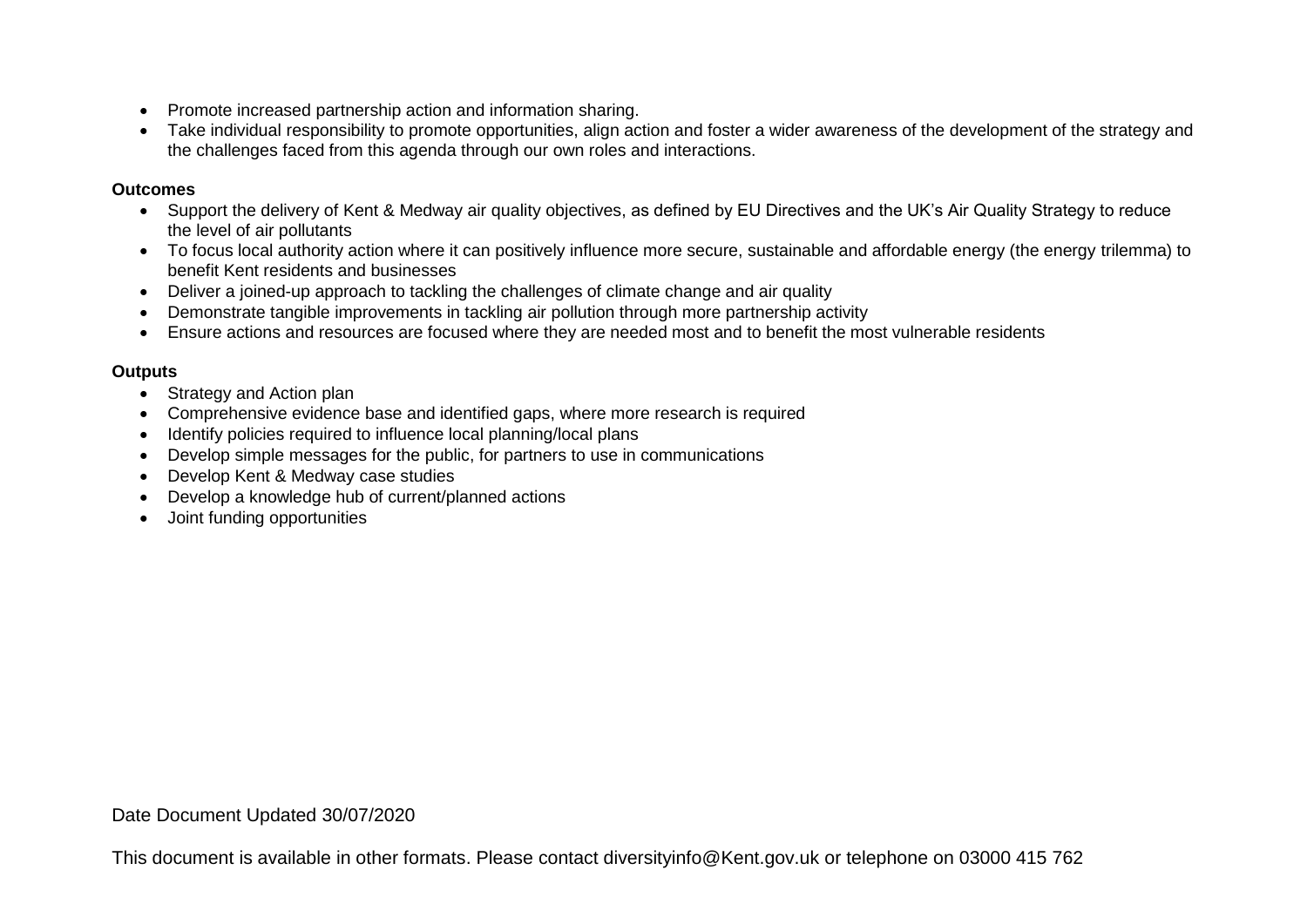- Promote increased partnership action and information sharing.
- Take individual responsibility to promote opportunities, align action and foster a wider awareness of the development of the strategy and the challenges faced from this agenda through our own roles and interactions.

**Outcomes**

- Support the delivery of Kent & Medway air quality objectives, as defined by EU Directives and the UK's Air Quality Strategy to reduce the level of air pollutants
- To focus local authority action where it can positively influence more secure, sustainable and affordable energy (the energy trilemma) to benefit Kent residents and businesses
- Deliver a joined-up approach to tackling the challenges of climate change and air quality
- Demonstrate tangible improvements in tackling air pollution through more partnership activity
- Ensure actions and resources are focused where they are needed most and to benefit the most vulnerable residents

**Outputs**

- Strategy and Action plan
- Comprehensive evidence base and identified gaps, where more research is required
- Identify policies required to influence local planning/local plans
- Develop simple messages for the public, for partners to use in communications
- Develop Kent & Medway case studies
- Develop a knowledge hub of current/planned actions
- Joint funding opportunities

Date Document Updated 30/07/2020

This document is available in other formats. Please contact diversityinfo@Kent.gov.uk or telephone on 03000 415 762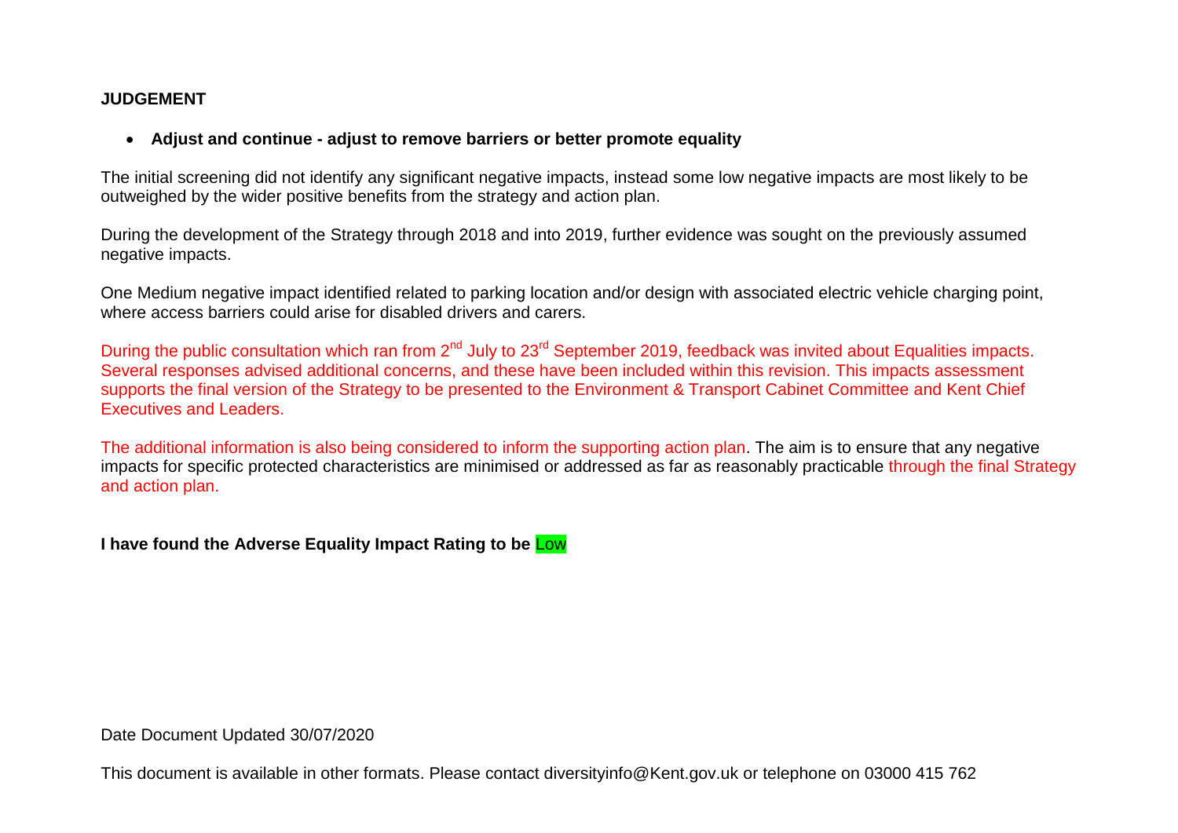**JUDGEMENT**

- **Adjust and continue - adjust to remove barriers or better promote equality**

The initial screening did not identify any significant negative impacts, instead some low negative impacts are most likely to be outweighed by the wider positive benefits from the strategy and action plan.

During the development of the Strategy through 2018 and into 2019, further evidence was sought on the previously assumed negative impacts.

One Medium negative impact identified related to parking location and/or design with associated electric vehicle charging point, where access barriers could arise for disabled drivers and carers.

During the public consultation which ran from 2nd July to 23rd September 2019, feedback was invited about Equalities impacts. Several responses advised additional concerns, and these have been included within this revision. This impacts assessment supports the final version of the Strategy to be presented to the Environment & Transport Cabinet Committee and Kent Chief Executives and Leaders.

The additional information is also being considered to inform the supporting action plan. The aim is to ensure that any negative impacts for specific protected characteristics are minimised or addressed as far as reasonably practicable through the final Strategy and action plan.

**I have found the Adverse Equality Impact Rating to be** Low

Date Document Updated 30/07/2020

This document is available in other formats. Please contact diversityinfo@Kent.gov.uk or telephone on 03000 415 762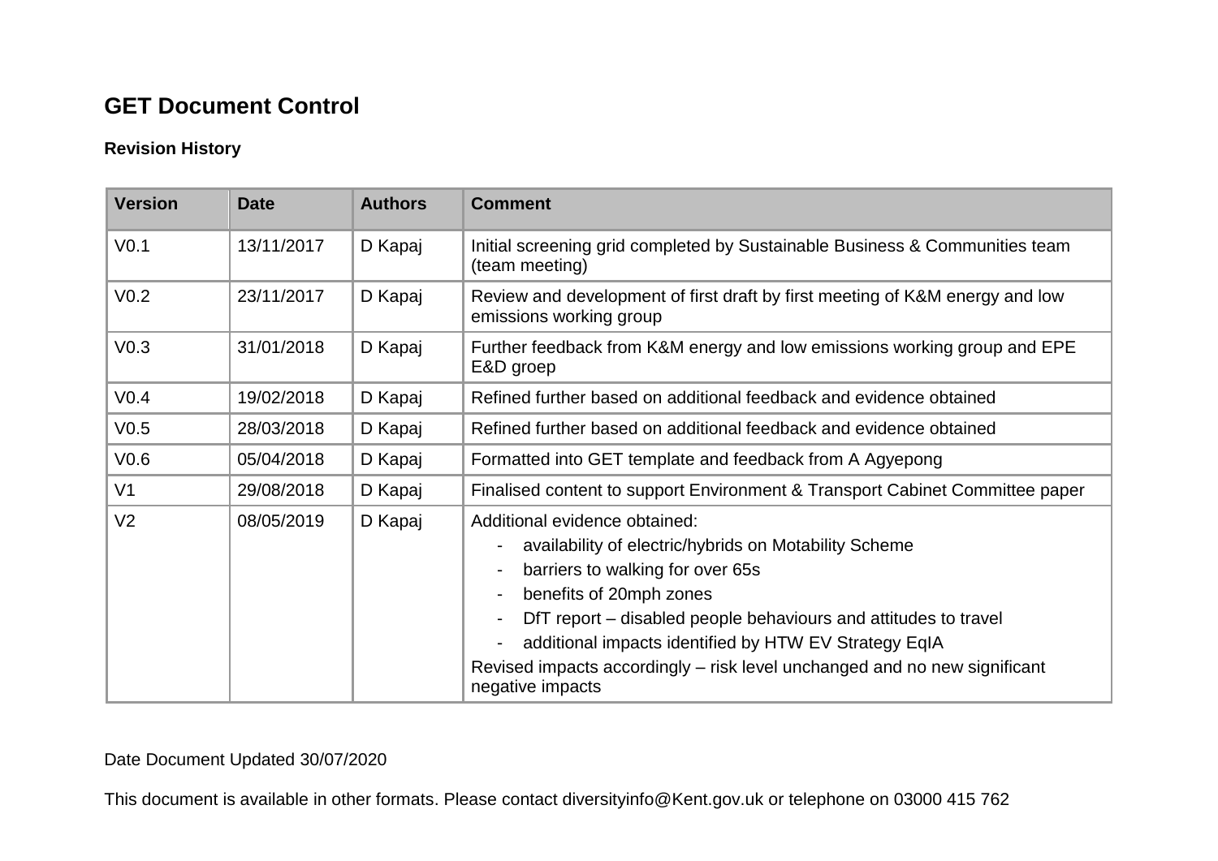## GET Document Control

### Revision History

| Version | Date | Authors | Comment |
| --- | --- | --- | --- |
| V0.1 | 13/11/2017 | D Kapaj | Initial screening grid completed by Sustainable Business & Communities team (team meeting) |
| V0.2 | 23/11/2017 | D Kapaj | Review and development of first draft by first meeting of K&M energy and low emissions working group |
| V0.3 | 31/01/2018 | D Kapaj | Further feedback from K&M energy and low emissions working group and EPE E&D groep |
| V0.4 | 19/02/2018 | D Kapaj | Refined further based on additional feedback and evidence obtained |
| V0.5 | 28/03/2018 | D Kapaj | Refined further based on additional feedback and evidence obtained |
| V0.6 | 05/04/2018 | D Kapaj | Formatted into GET template and feedback from A Agyepong |
| V1 | 29/08/2018 | D Kapaj | Finalised content to support Environment & Transport Cabinet Committee paper |
| V2 | 08/05/2019 | D Kapaj | Additional evidence obtained:<br>- availability of electric/hybrids on Motability Scheme<br>- barriers to walking for over 65s<br>- benefits of 20mph zones<br>- DfT report – disabled people behaviours and attitudes to travel<br>- additional impacts identified by HTW EV Strategy EqIA<br>Revised impacts accordingly – risk level unchanged and no new significant negative impacts |

Date Document Updated 30/07/2020

This document is available in other formats. Please contact diversityinfo@Kent.gov.uk or telephone on 03000 415 762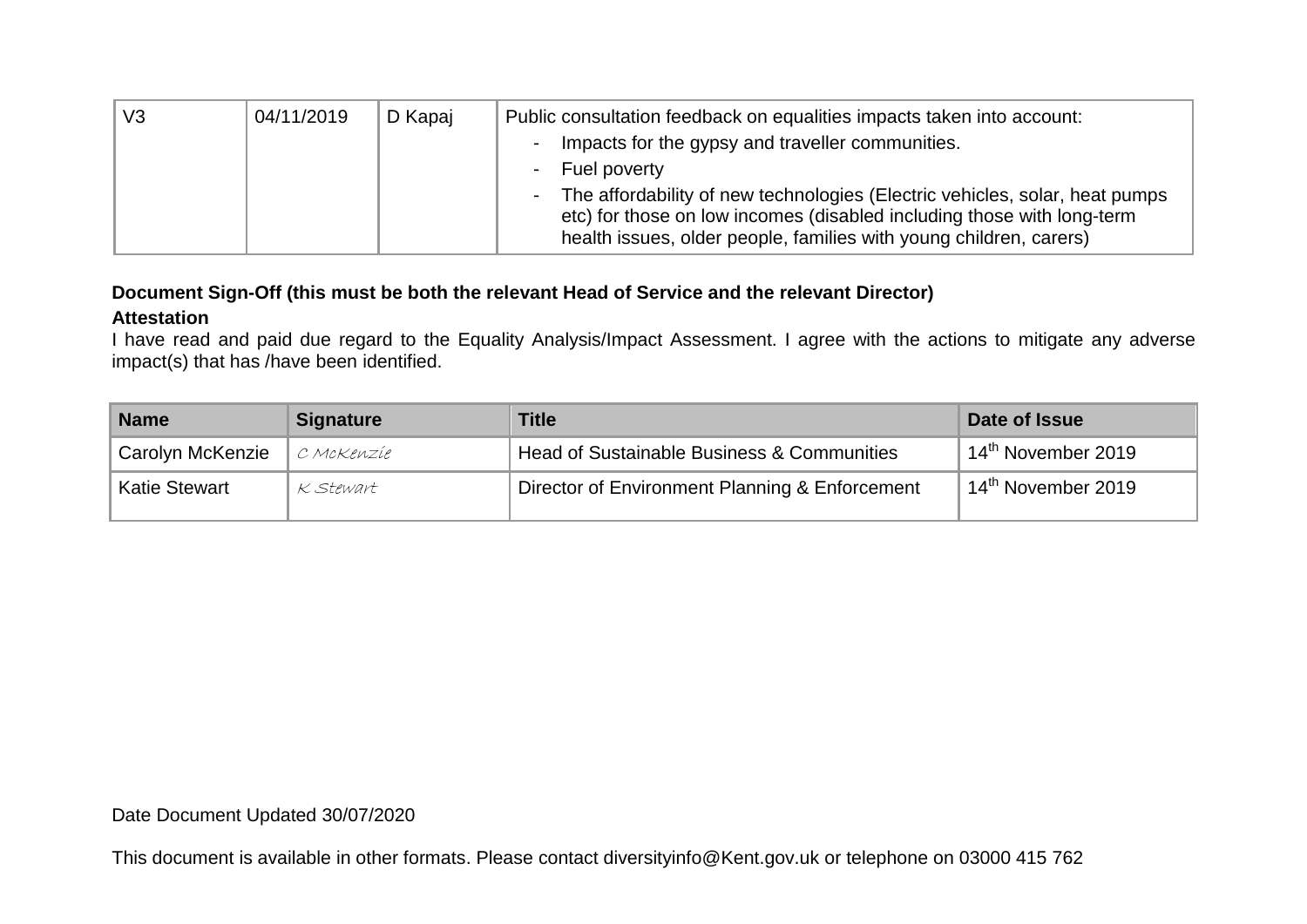| V3 | 04/11/2019 | D Kapaj | Public consultation feedback on equalities impacts taken into account:<br>- Impacts for the gypsy and traveller communities.<br>- Fuel poverty<br>- The affordability of new technologies (Electric vehicles, solar, heat pumps etc) for those on low incomes (disabled including those with long-term health issues, older people, families with young children, carers) |
|---|---|---|---|

**Document Sign-Off (this must be both the relevant Head of Service and the relevant Director)**

**Attestation**

I have read and paid due regard to the Equality Analysis/Impact Assessment. I agree with the actions to mitigate any adverse impact(s) that has /have been identified.

| Name | Signature | Title | Date of Issue |
|---|---|---|---|
| Carolyn McKenzie | C McKenzie | Head of Sustainable Business & Communities | 14th November 2019 |
| Katie Stewart | K Stewart | Director of Environment Planning & Enforcement | 14th November 2019 |

Date Document Updated 30/07/2020

This document is available in other formats. Please contact diversityinfo@Kent.gov.uk or telephone on 03000 415 762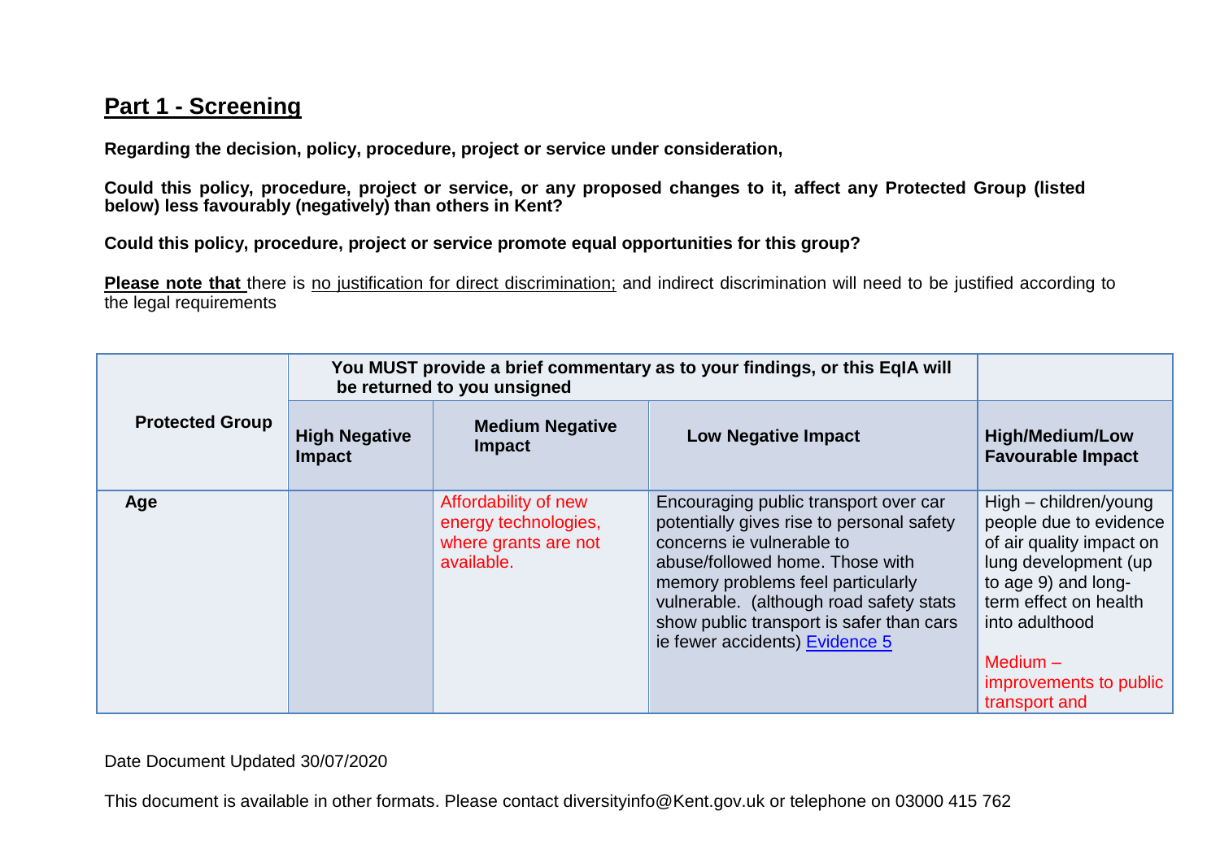## Part 1 - Screening

**Regarding the decision, policy, procedure, project or service under consideration,**

**Could this policy, procedure, project or service, or any proposed changes to it, affect any Protected Group (listed below) less favourably (negatively) than others in Kent?**

**Could this policy, procedure, project or service promote equal opportunities for this group?**

**Please note that** there is no justification for direct discrimination; and indirect discrimination will need to be justified according to the legal requirements

| Protected Group | You MUST provide a brief commentary as to your findings, or this EqIA will be returned to you unsigned | | | |
|---|---|---|---|---|
| | **High Negative Impact** | **Medium Negative Impact** | **Low Negative Impact** | **High/Medium/Low Favourable Impact** |
| **Age** | | Affordability of new energy technologies, where grants are not available. | Encouraging public transport over car potentially gives rise to personal safety concerns ie vulnerable to abuse/followed home. Those with memory problems feel particularly vulnerable. (although road safety stats show public transport is safer than cars ie fewer accidents) Evidence 5 | High – children/young people due to evidence of air quality impact on lung development (up to age 9) and long-term effect on health into adulthood<br><br>Medium – improvements to public transport and |

Date Document Updated 30/07/2020

This document is available in other formats. Please contact diversityinfo@Kent.gov.uk or telephone on 03000 415 762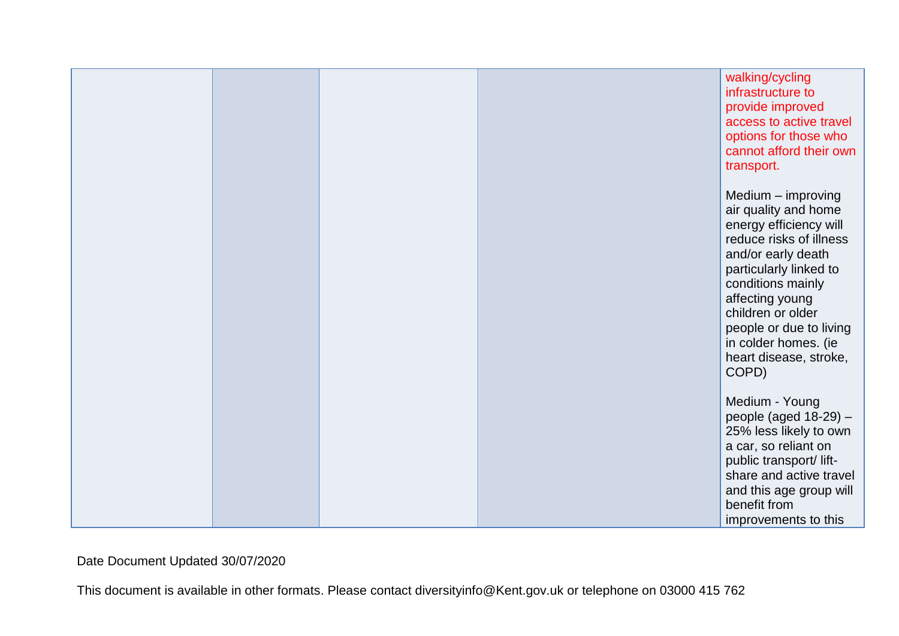| | | | | |
|---|---|---|---|---|
| | | | | walking/cycling infrastructure to provide improved access to active travel options for those who cannot afford their own transport.<br><br>Medium – improving air quality and home energy efficiency will reduce risks of illness and/or early death particularly linked to conditions mainly affecting young children or older people or due to living in colder homes. (ie heart disease, stroke, COPD)<br><br>Medium - Young people (aged 18-29) – 25% less likely to own a car, so reliant on public transport/ lift-share and active travel and this age group will benefit from improvements to this |

Date Document Updated 30/07/2020

This document is available in other formats. Please contact diversityinfo@Kent.gov.uk or telephone on 03000 415 762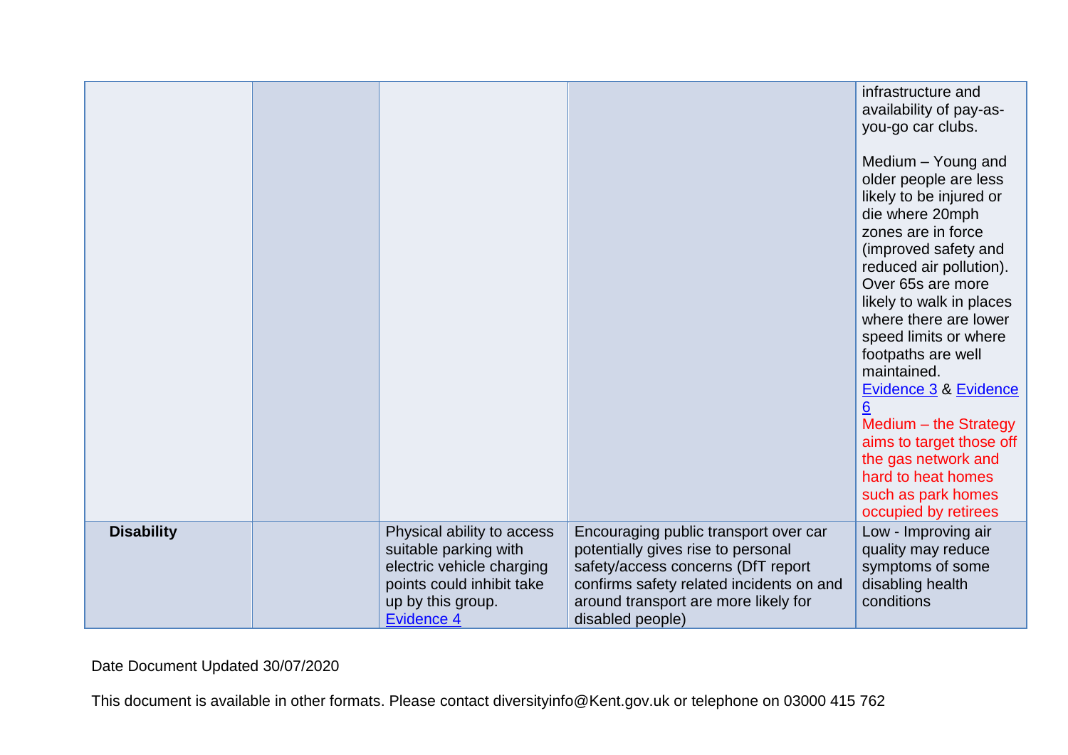| | | | | |
|---|---|---|---|---|
| | | | | infrastructure and availability of pay-as-you-go car clubs.<br><br>Medium – Young and older people are less likely to be injured or die where 20mph zones are in force (improved safety and reduced air pollution). Over 65s are more likely to walk in places where there are lower speed limits or where footpaths are well maintained.<br>Evidence 3 & Evidence 6<br>Medium – the Strategy aims to target those off the gas network and hard to heat homes such as park homes occupied by retirees |
| **Disability** | | Physical ability to access suitable parking with electric vehicle charging points could inhibit take up by this group.<br>Evidence 4 | Encouraging public transport over car potentially gives rise to personal safety/access concerns (DfT report confirms safety related incidents on and around transport are more likely for disabled people) | Low - Improving air quality may reduce symptoms of some disabling health conditions |

Date Document Updated 30/07/2020

This document is available in other formats. Please contact diversityinfo@Kent.gov.uk or telephone on 03000 415 762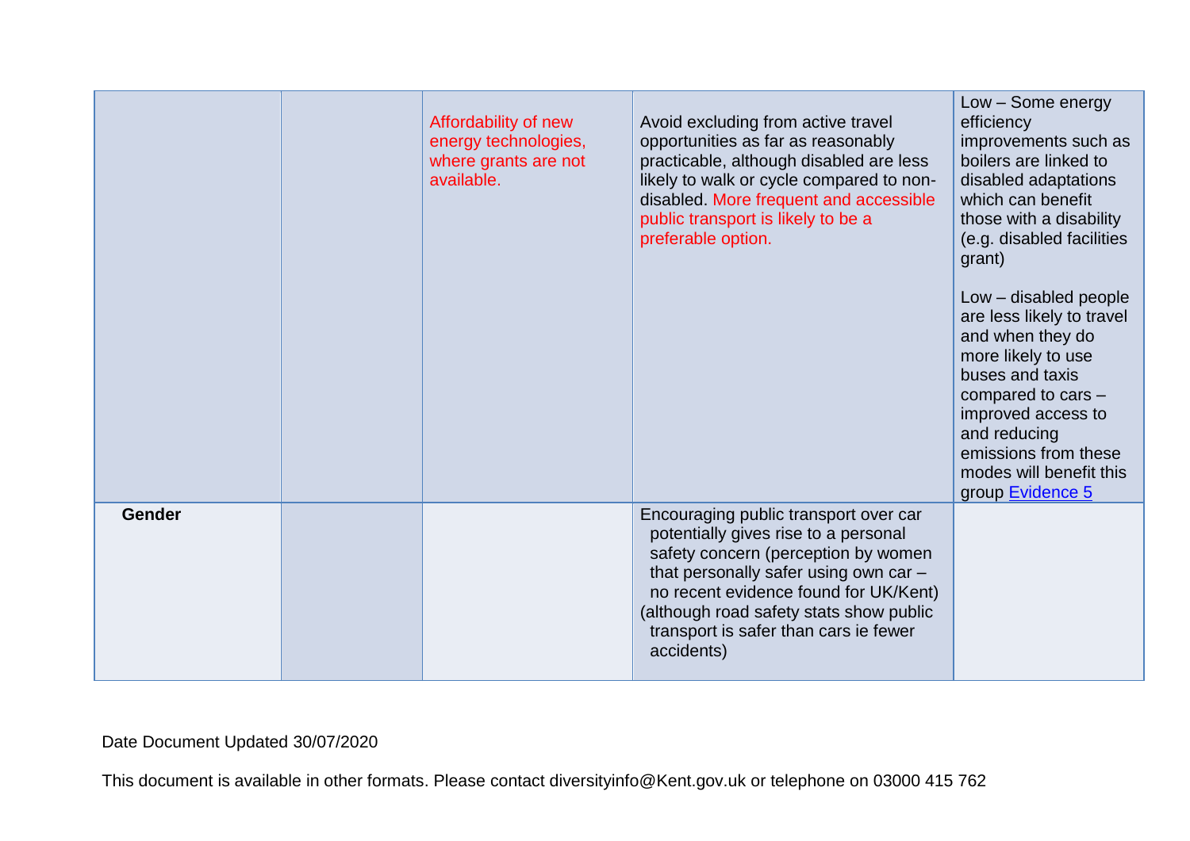| | | | | |
|---|---|---|---|---|
| | | Affordability of new energy technologies, where grants are not available. | Avoid excluding from active travel opportunities as far as reasonably practicable, although disabled are less likely to walk or cycle compared to non-disabled. More frequent and accessible public transport is likely to be a preferable option. | Low – Some energy efficiency improvements such as boilers are linked to disabled adaptations which can benefit those with a disability (e.g. disabled facilities grant)<br><br>Low – disabled people are less likely to travel and when they do more likely to use buses and taxis compared to cars – improved access to and reducing emissions from these modes will benefit this group [Evidence 5] |
| **Gender** | | | Encouraging public transport over car potentially gives rise to a personal safety concern (perception by women that personally safer using own car – no recent evidence found for UK/Kent) (although road safety stats show public transport is safer than cars ie fewer accidents) | |

Date Document Updated 30/07/2020

This document is available in other formats. Please contact diversityinfo@Kent.gov.uk or telephone on 03000 415 762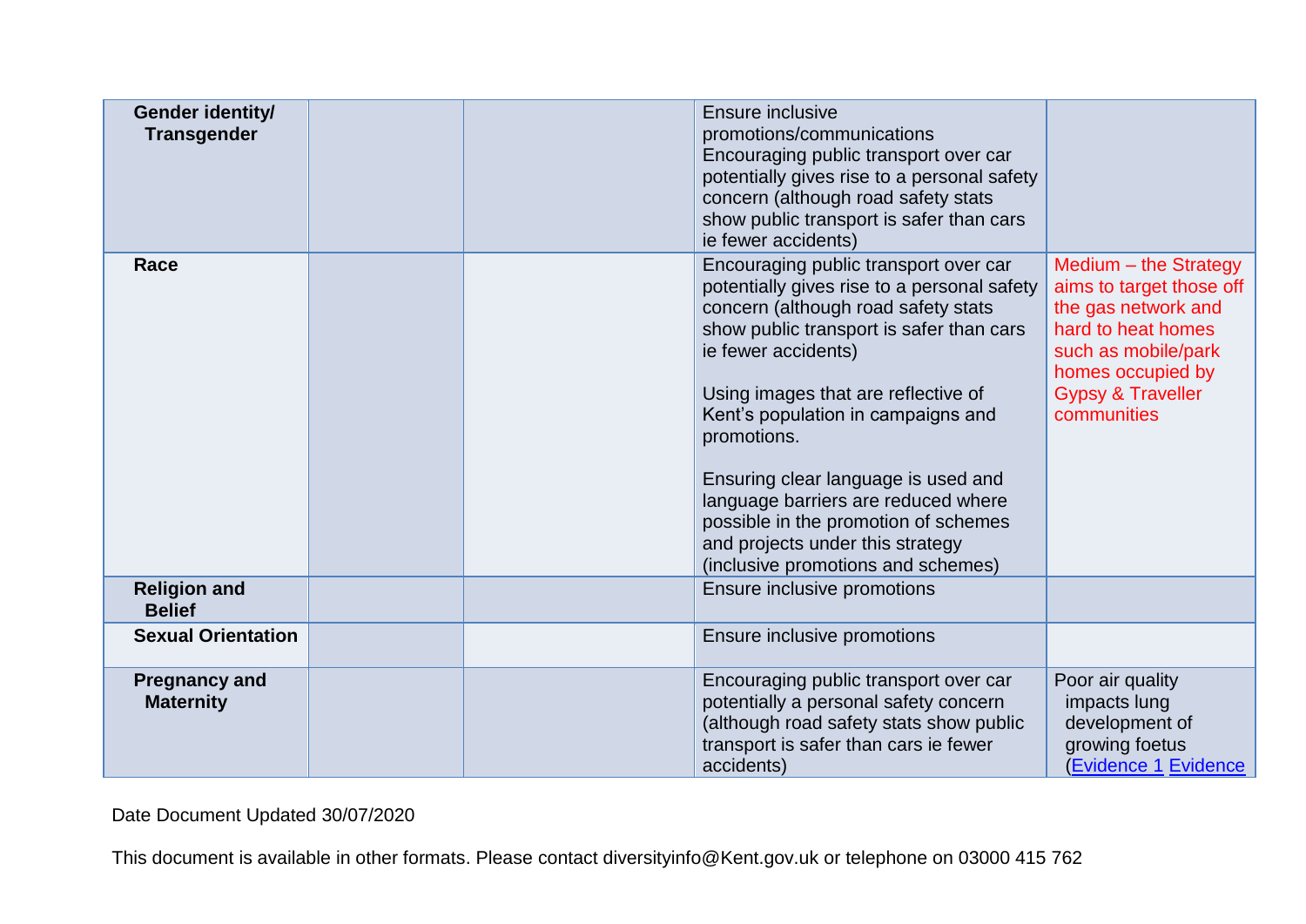| | | | | |
|---|---|---|---|---|
| **Gender identity/ Transgender** | | | Ensure inclusive promotions/communications<br>Encouraging public transport over car potentially gives rise to a personal safety concern (although road safety stats show public transport is safer than cars ie fewer accidents) | |
| **Race** | | | Encouraging public transport over car potentially gives rise to a personal safety concern (although road safety stats show public transport is safer than cars ie fewer accidents)<br><br>Using images that are reflective of Kent's population in campaigns and promotions.<br><br>Ensuring clear language is used and language barriers are reduced where possible in the promotion of schemes and projects under this strategy (inclusive promotions and schemes) | Medium – the Strategy aims to target those off the gas network and hard to heat homes such as mobile/park homes occupied by Gypsy & Traveller communities |
| **Religion and Belief** | | | Ensure inclusive promotions | |
| **Sexual Orientation** | | | Ensure inclusive promotions | |
| **Pregnancy and Maternity** | | | Encouraging public transport over car potentially a personal safety concern (although road safety stats show public transport is safer than cars ie fewer accidents) | Poor air quality impacts lung development of growing foetus (Evidence 1 Evidence |

Date Document Updated 30/07/2020

This document is available in other formats. Please contact diversityinfo@Kent.gov.uk or telephone on 03000 415 762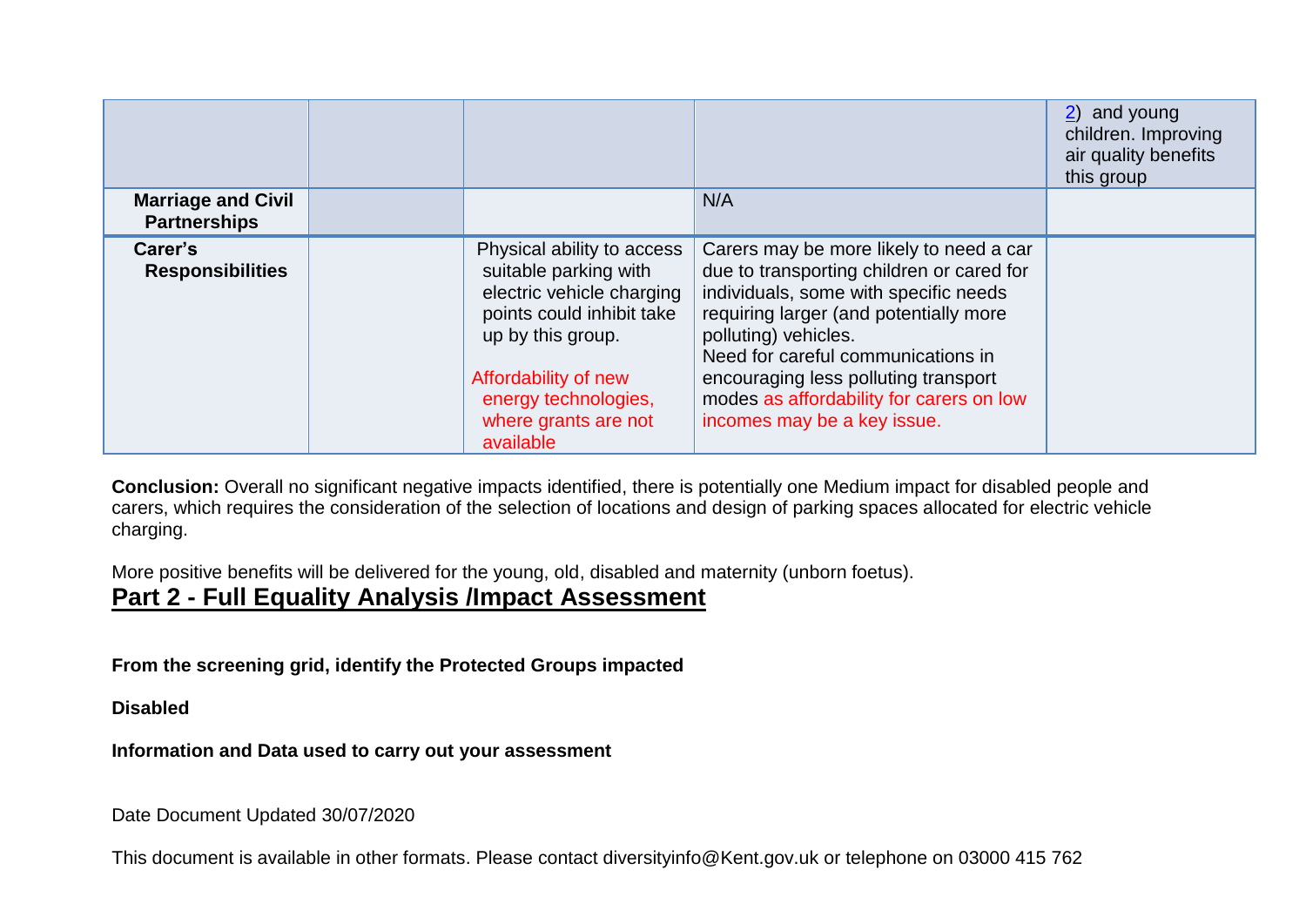| | | | | |
|---|---|---|---|---|
| | | | | 2) and young children. Improving air quality benefits this group |
| **Marriage and Civil Partnerships** | | | N/A | |
| **Carer's Responsibilities** | | Physical ability to access suitable parking with electric vehicle charging points could inhibit take up by this group. Affordability of new energy technologies, where grants are not available | Carers may be more likely to need a car due to transporting children or cared for individuals, some with specific needs requiring larger (and potentially more polluting) vehicles. Need for careful communications in encouraging less polluting transport modes as affordability for carers on low incomes may be a key issue. | |

**Conclusion:** Overall no significant negative impacts identified, there is potentially one Medium impact for disabled people and carers, which requires the consideration of the selection of locations and design of parking spaces allocated for electric vehicle charging.

More positive benefits will be delivered for the young, old, disabled and maternity (unborn foetus).

## Part 2 - Full Equality Analysis /Impact Assessment

**From the screening grid, identify the Protected Groups impacted**

**Disabled**

**Information and Data used to carry out your assessment**

Date Document Updated 30/07/2020

This document is available in other formats. Please contact diversityinfo@Kent.gov.uk or telephone on 03000 415 762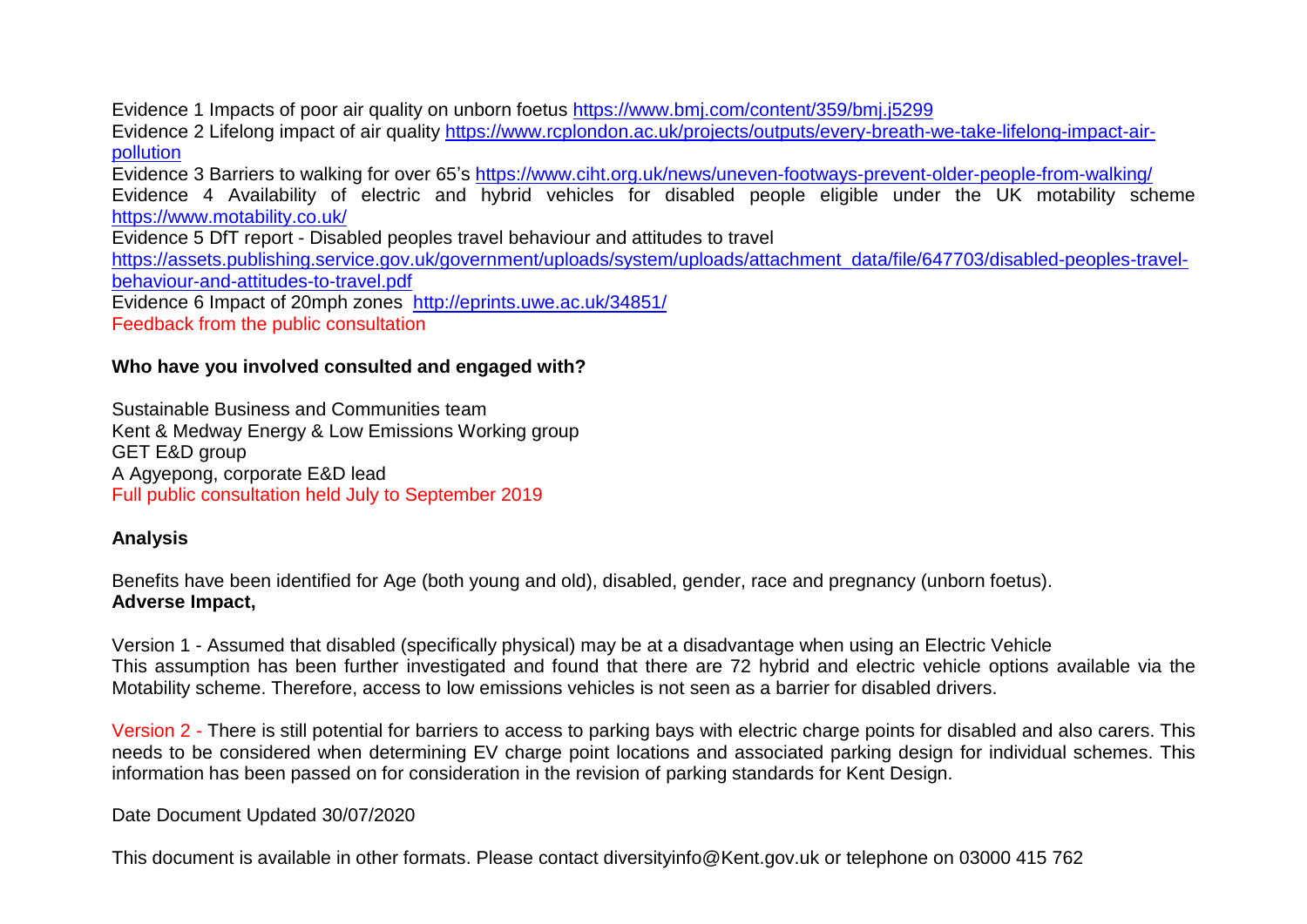Evidence 1 Impacts of poor air quality on unborn foetus https://www.bmj.com/content/359/bmj.j5299

Evidence 2 Lifelong impact of air quality https://www.rcplondon.ac.uk/projects/outputs/every-breath-we-take-lifelong-impact-air-pollution

Evidence 3 Barriers to walking for over 65's https://www.ciht.org.uk/news/uneven-footways-prevent-older-people-from-walking/

Evidence 4 Availability of electric and hybrid vehicles for disabled people eligible under the UK motability scheme https://www.motability.co.uk/

Evidence 5 DfT report - Disabled peoples travel behaviour and attitudes to travel https://assets.publishing.service.gov.uk/government/uploads/system/uploads/attachment_data/file/647703/disabled-peoples-travel-behaviour-and-attitudes-to-travel.pdf

Evidence 6 Impact of 20mph zones http://eprints.uwe.ac.uk/34851/

Feedback from the public consultation

**Who have you involved consulted and engaged with?**

Sustainable Business and Communities team

Kent & Medway Energy & Low Emissions Working group

GET E&D group

A Agyepong, corporate E&D lead

Full public consultation held July to September 2019

**Analysis**

Benefits have been identified for Age (both young and old), disabled, gender, race and pregnancy (unborn foetus).

**Adverse Impact,**

Version 1 - Assumed that disabled (specifically physical) may be at a disadvantage when using an Electric Vehicle
This assumption has been further investigated and found that there are 72 hybrid and electric vehicle options available via the Motability scheme. Therefore, access to low emissions vehicles is not seen as a barrier for disabled drivers.

Version 2 - There is still potential for barriers to access to parking bays with electric charge points for disabled and also carers. This needs to be considered when determining EV charge point locations and associated parking design for individual schemes. This information has been passed on for consideration in the revision of parking standards for Kent Design.

Date Document Updated 30/07/2020

This document is available in other formats. Please contact diversityinfo@Kent.gov.uk or telephone on 03000 415 762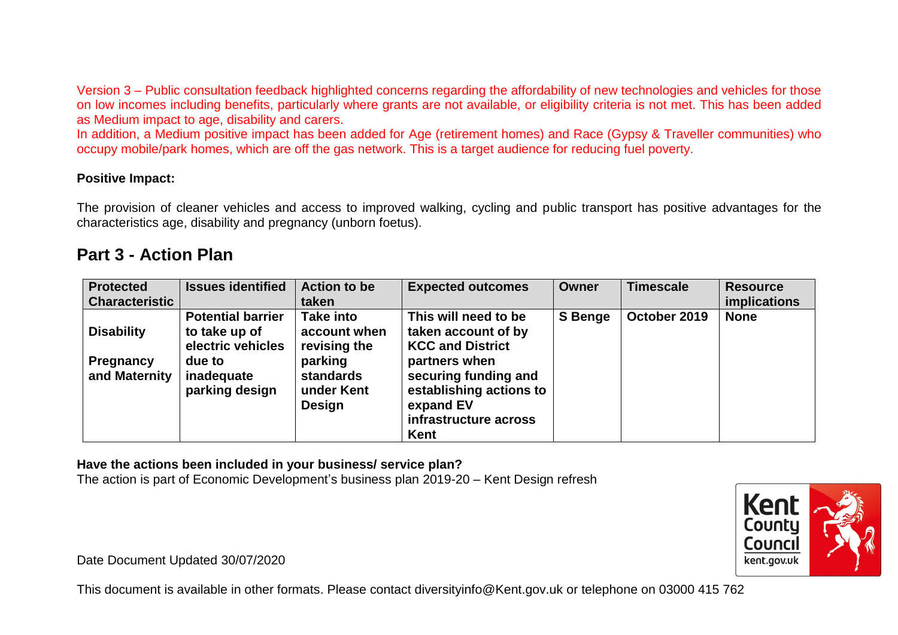Version 3 – Public consultation feedback highlighted concerns regarding the affordability of new technologies and vehicles for those on low incomes including benefits, particularly where grants are not available, or eligibility criteria is not met. This has been added as Medium impact to age, disability and carers.
In addition, a Medium positive impact has been added for Age (retirement homes) and Race (Gypsy & Traveller communities) who occupy mobile/park homes, which are off the gas network. This is a target audience for reducing fuel poverty.

**Positive Impact:**

The provision of cleaner vehicles and access to improved walking, cycling and public transport has positive advantages for the characteristics age, disability and pregnancy (unborn foetus).

## Part 3 - Action Plan

| Protected Characteristic | Issues identified | Action to be taken | Expected outcomes | Owner | Timescale | Resource implications |
|---|---|---|---|---|---|---|
| **Disability**<br><br>**Pregnancy and Maternity** | **Potential barrier to take up of electric vehicles due to inadequate parking design** | **Take into account when revising the parking standards under Kent Design** | **This will need to be taken account of by KCC and District partners when securing funding and establishing actions to expand EV infrastructure across Kent** | **S Benge** | **October 2019** | **None** |

**Have the actions been included in your business/ service plan?**
The action is part of Economic Development's business plan 2019-20 – Kent Design refresh

Date Document Updated 30/07/2020

Kent County Council
kent.gov.uk

This document is available in other formats. Please contact diversityinfo@Kent.gov.uk or telephone on 03000 415 762